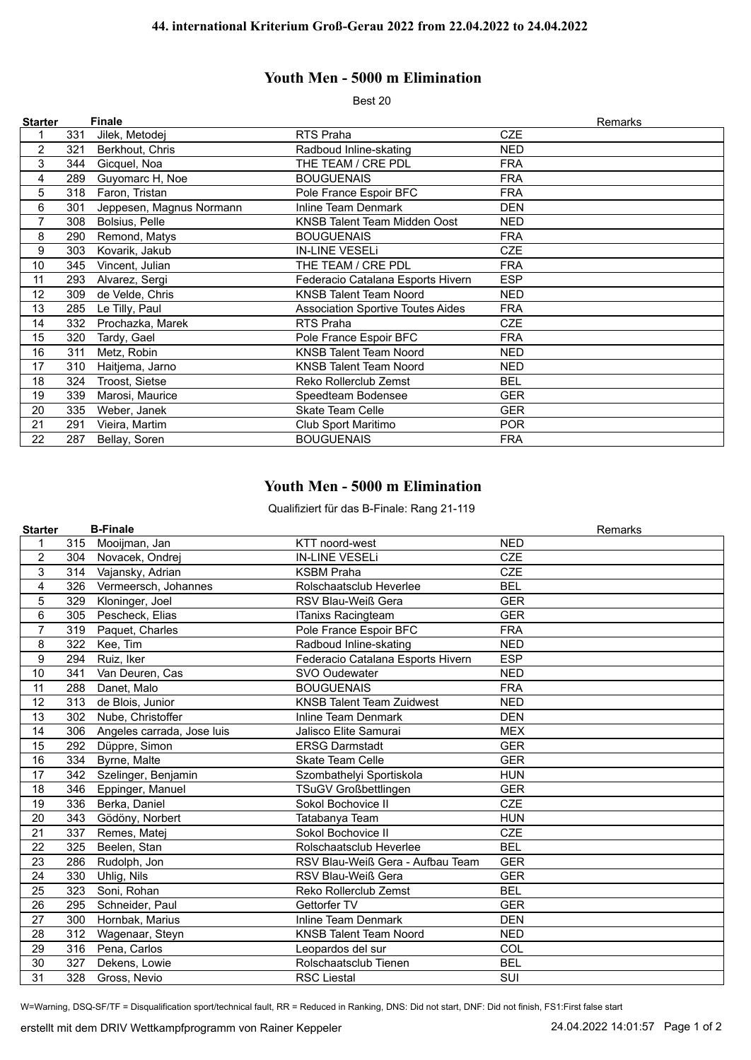## 44. international Kriterium Groß-Gerau 2022 from 22.04.2022 to 24.04.2022

# Youth Men - 5000 m Elimination

Best 20

| Starter | | Finale | | | Remarks |
|---|---|---|---|---|---|
| 1 | 331 | Jilek, Metodej | RTS Praha | CZE | |
| 2 | 321 | Berkhout, Chris | Radboud Inline-skating | NED | |
| 3 | 344 | Gicquel, Noa | THE TEAM / CRE PDL | FRA | |
| 4 | 289 | Guyomarc H, Noe | BOUGUENAIS | FRA | |
| 5 | 318 | Faron, Tristan | Pole France Espoir BFC | FRA | |
| 6 | 301 | Jeppesen, Magnus Normann | Inline Team Denmark | DEN | |
| 7 | 308 | Bolsius, Pelle | KNSB Talent Team Midden Oost | NED | |
| 8 | 290 | Remond, Matys | BOUGUENAIS | FRA | |
| 9 | 303 | Kovarik, Jakub | IN-LINE VESELi | CZE | |
| 10 | 345 | Vincent, Julian | THE TEAM / CRE PDL | FRA | |
| 11 | 293 | Alvarez, Sergi | Federacio Catalana Esports Hivern | ESP | |
| 12 | 309 | de Velde, Chris | KNSB Talent Team Noord | NED | |
| 13 | 285 | Le Tilly, Paul | Association Sportive Toutes Aides | FRA | |
| 14 | 332 | Prochazka, Marek | RTS Praha | CZE | |
| 15 | 320 | Tardy, Gael | Pole France Espoir BFC | FRA | |
| 16 | 311 | Metz, Robin | KNSB Talent Team Noord | NED | |
| 17 | 310 | Haitjema, Jarno | KNSB Talent Team Noord | NED | |
| 18 | 324 | Troost, Sietse | Reko Rollerclub Zemst | BEL | |
| 19 | 339 | Marosi, Maurice | Speedteam Bodensee | GER | |
| 20 | 335 | Weber, Janek | Skate Team Celle | GER | |
| 21 | 291 | Vieira, Martim | Club Sport Maritimo | POR | |
| 22 | 287 | Bellay, Soren | BOUGUENAIS | FRA | |

# Youth Men - 5000 m Elimination

Qualifiziert für das B-Finale: Rang 21-119

| Starter | | B-Finale | | | Remarks |
|---|---|---|---|---|---|
| 1 | 315 | Mooijman, Jan | KTT noord-west | NED | |
| 2 | 304 | Novacek, Ondrej | IN-LINE VESELi | CZE | |
| 3 | 314 | Vajansky, Adrian | KSBM Praha | CZE | |
| 4 | 326 | Vermeersch, Johannes | Rolschaatsclub Heverlee | BEL | |
| 5 | 329 | Kloninger, Joel | RSV Blau-Weiß Gera | GER | |
| 6 | 305 | Pescheck, Elias | ITanixs Racingteam | GER | |
| 7 | 319 | Paquet, Charles | Pole France Espoir BFC | FRA | |
| 8 | 322 | Kee, Tim | Radboud Inline-skating | NED | |
| 9 | 294 | Ruiz, Iker | Federacio Catalana Esports Hivern | ESP | |
| 10 | 341 | Van Deuren, Cas | SVO Oudewater | NED | |
| 11 | 288 | Danet, Malo | BOUGUENAIS | FRA | |
| 12 | 313 | de Blois, Junior | KNSB Talent Team Zuidwest | NED | |
| 13 | 302 | Nube, Christoffer | Inline Team Denmark | DEN | |
| 14 | 306 | Angeles carrada, Jose luis | Jalisco Elite Samurai | MEX | |
| 15 | 292 | Düppre, Simon | ERSG Darmstadt | GER | |
| 16 | 334 | Byrne, Malte | Skate Team Celle | GER | |
| 17 | 342 | Szelinger, Benjamin | Szombathelyi Sportiskola | HUN | |
| 18 | 346 | Eppinger, Manuel | TSuGV Großbettlingen | GER | |
| 19 | 336 | Berka, Daniel | Sokol Bochovice II | CZE | |
| 20 | 343 | Gödöny, Norbert | Tatabanya Team | HUN | |
| 21 | 337 | Remes, Matej | Sokol Bochovice II | CZE | |
| 22 | 325 | Beelen, Stan | Rolschaatsclub Heverlee | BEL | |
| 23 | 286 | Rudolph, Jon | RSV Blau-Weiß Gera - Aufbau Team | GER | |
| 24 | 330 | Uhlig, Nils | RSV Blau-Weiß Gera | GER | |
| 25 | 323 | Soni, Rohan | Reko Rollerclub Zemst | BEL | |
| 26 | 295 | Schneider, Paul | Gettorfer TV | GER | |
| 27 | 300 | Hornbak, Marius | Inline Team Denmark | DEN | |
| 28 | 312 | Wagenaar, Steyn | KNSB Talent Team Noord | NED | |
| 29 | 316 | Pena, Carlos | Leopardos del sur | COL | |
| 30 | 327 | Dekens, Lowie | Rolschaatsclub Tienen | BEL | |
| 31 | 328 | Gross, Nevio | RSC Liestal | SUI | |

W=Warning, DSQ-SF/TF = Disqualification sport/technical fault, RR = Reduced in Ranking, DNS: Did not start, DNF: Did not finish, FS1:First false start

erstellt mit dem DRIV Wettkampfprogramm von Rainer Keppeler 24.04.2022 14:01:57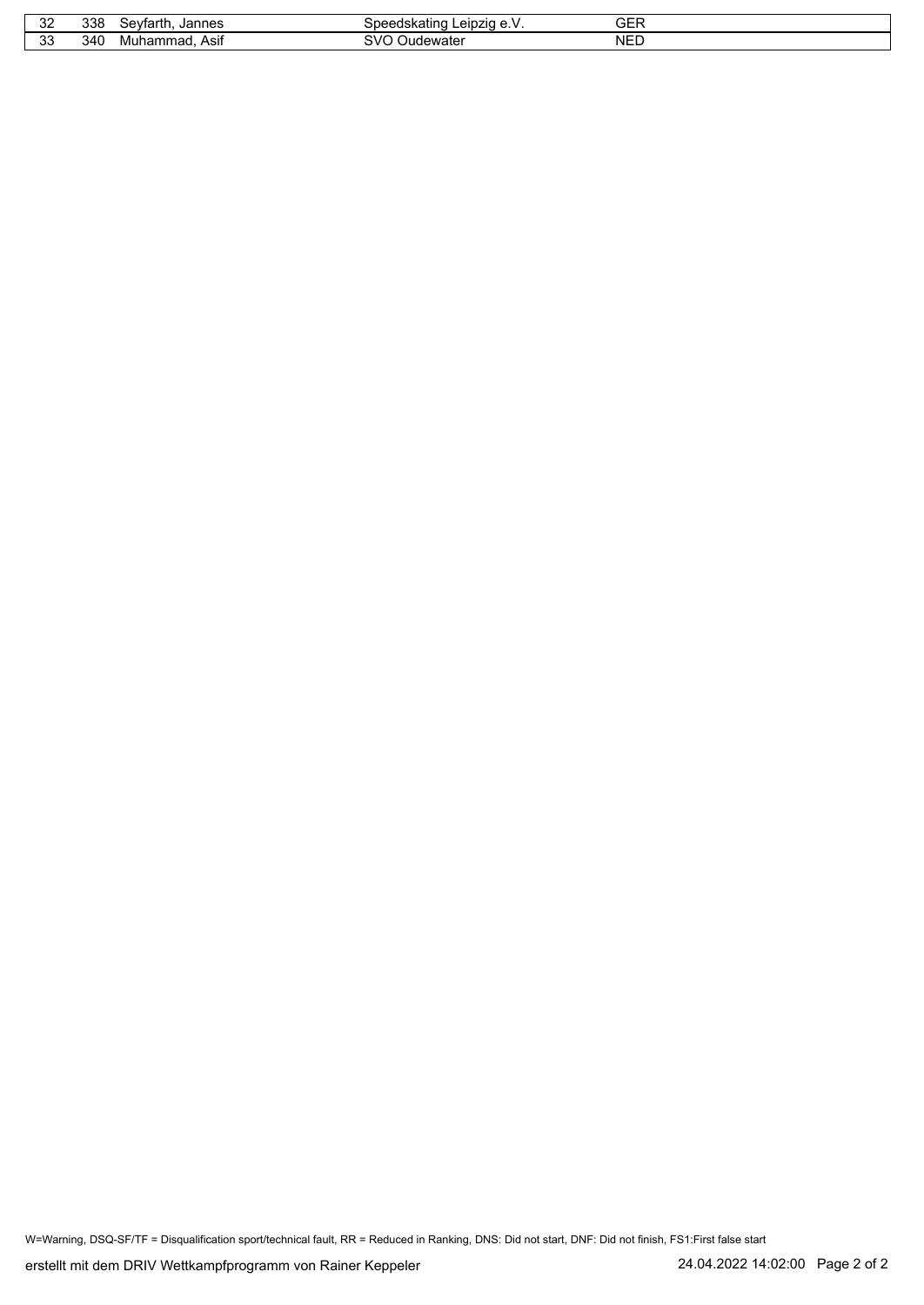| | | | | |
|---|---|---|---|---|
| 32 | 338 | Seyfarth, Jannes | Speedskating Leipzig e.V. | GER |
| 33 | 340 | Muhammad, Asif | SVO Oudewater | NED |

W=Warning, DSQ-SF/TF = Disqualification sport/technical fault, RR = Reduced in Ranking, DNS: Did not start, DNF: Did not finish, FS1:First false start

erstellt mit dem DRIV Wettkampfprogramm von Rainer Keppeler

24.04.2022 14:02:00